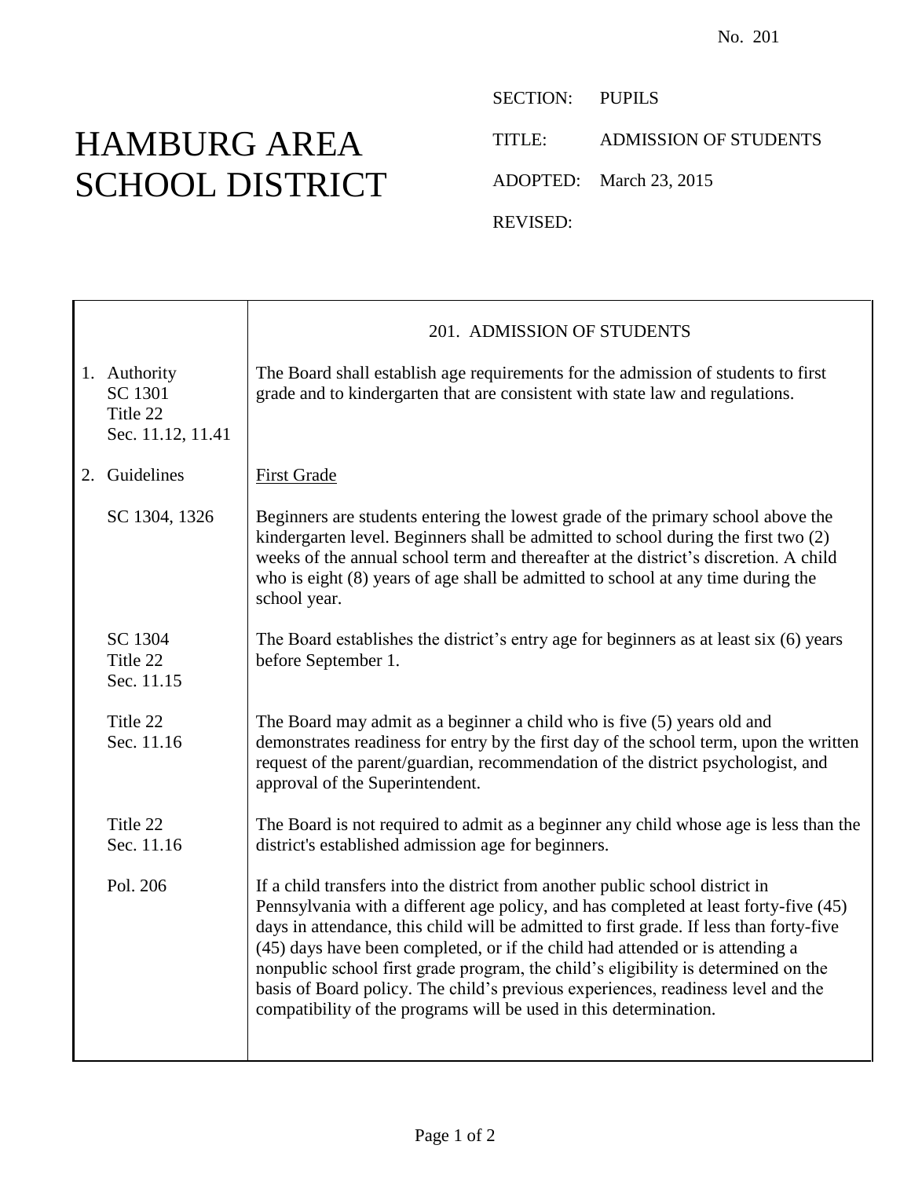No. 201

# HAMBURG AREA SCHOOL DISTRICT

SECTION: PUPILS

TITLE: ADMISSION OF STUDENTS

ADOPTED: March 23, 2015

REVISED:

## 201. ADMISSION OF STUDENTS

| | |
|---|---|
| 1. Authority<br>SC 1301<br>Title 22<br>Sec. 11.12, 11.41 | The Board shall establish age requirements for the admission of students to first grade and to kindergarten that are consistent with state law and regulations. |
| 2. Guidelines | <u>First Grade</u> |
| SC 1304, 1326 | Beginners are students entering the lowest grade of the primary school above the kindergarten level. Beginners shall be admitted to school during the first two (2) weeks of the annual school term and thereafter at the district's discretion. A child who is eight (8) years of age shall be admitted to school at any time during the school year. |
| SC 1304<br>Title 22<br>Sec. 11.15 | The Board establishes the district's entry age for beginners as at least six (6) years before September 1. |
| Title 22<br>Sec. 11.16 | The Board may admit as a beginner a child who is five (5) years old and demonstrates readiness for entry by the first day of the school term, upon the written request of the parent/guardian, recommendation of the district psychologist, and approval of the Superintendent. |
| Title 22<br>Sec. 11.16 | The Board is not required to admit as a beginner any child whose age is less than the district's established admission age for beginners. |
| Pol. 206 | If a child transfers into the district from another public school district in Pennsylvania with a different age policy, and has completed at least forty-five (45) days in attendance, this child will be admitted to first grade. If less than forty-five (45) days have been completed, or if the child had attended or is attending a nonpublic school first grade program, the child's eligibility is determined on the basis of Board policy. The child's previous experiences, readiness level and the compatibility of the programs will be used in this determination. |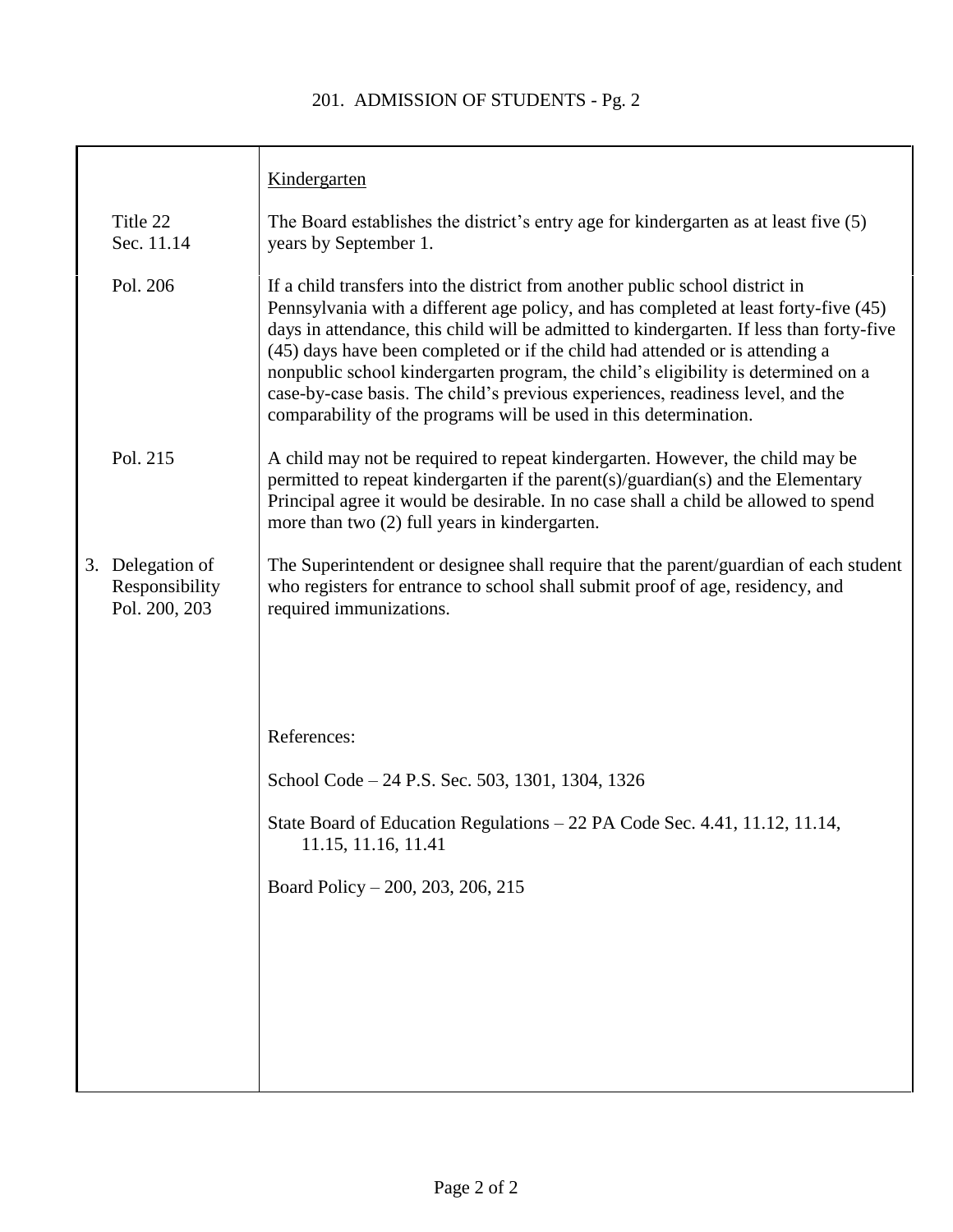### Kindergarten

Title 22
Sec. 11.14

The Board establishes the district's entry age for kindergarten as at least five (5) years by September 1.

Pol. 206

If a child transfers into the district from another public school district in Pennsylvania with a different age policy, and has completed at least forty-five (45) days in attendance, this child will be admitted to kindergarten. If less than forty-five (45) days have been completed or if the child had attended or is attending a nonpublic school kindergarten program, the child's eligibility is determined on a case-by-case basis. The child's previous experiences, readiness level, and the comparability of the programs will be used in this determination.

Pol. 215

A child may not be required to repeat kindergarten. However, the child may be permitted to repeat kindergarten if the parent(s)/guardian(s) and the Elementary Principal agree it would be desirable. In no case shall a child be allowed to spend more than two (2) full years in kindergarten.

## 3. Delegation of Responsibility

Pol. 200, 203

The Superintendent or designee shall require that the parent/guardian of each student who registers for entrance to school shall submit proof of age, residency, and required immunizations.

References:

School Code – 24 P.S. Sec. 503, 1301, 1304, 1326

State Board of Education Regulations – 22 PA Code Sec. 4.41, 11.12, 11.14, 11.15, 11.16, 11.41

Board Policy – 200, 203, 206, 215